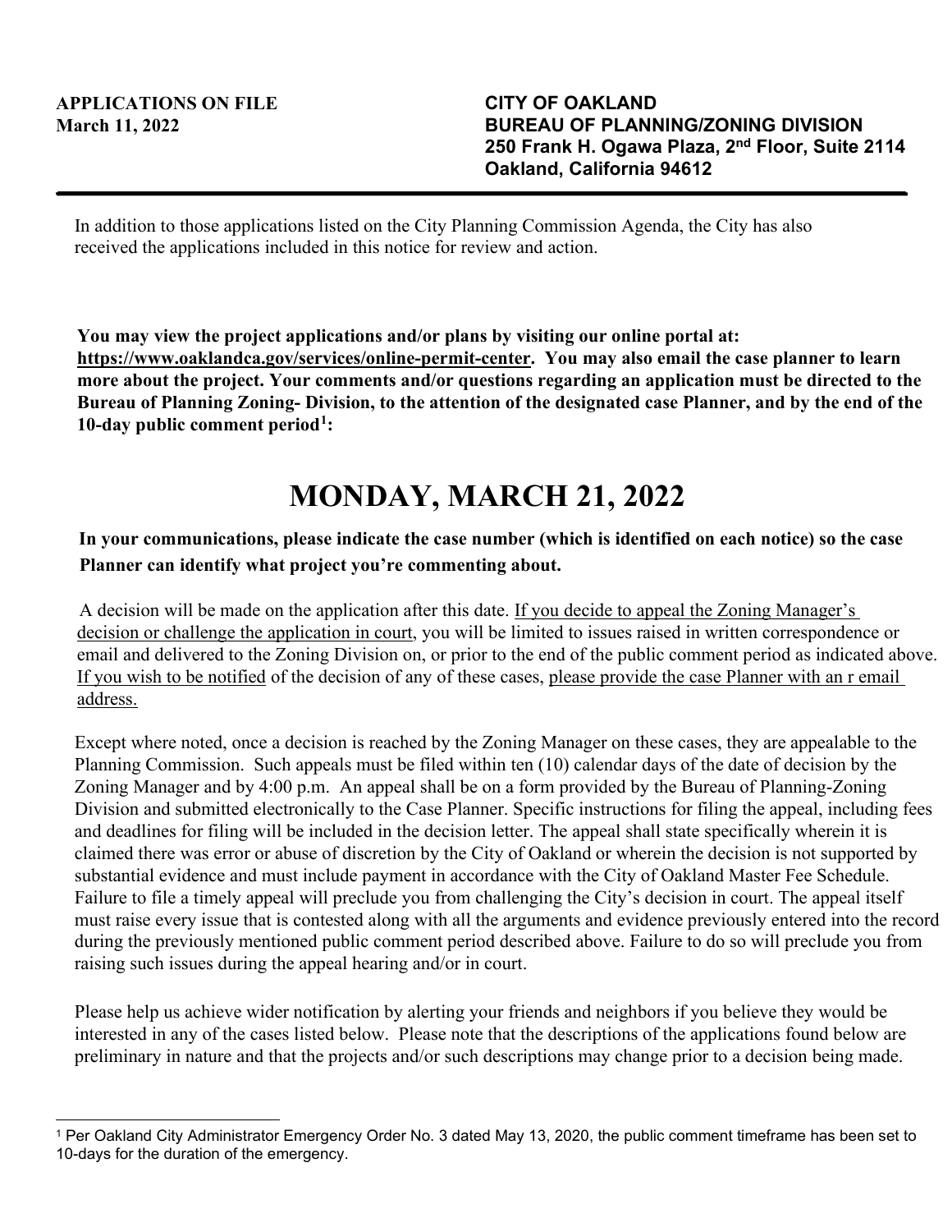**APPLICATIONS ON FILE**
**March 11, 2022**

**CITY OF OAKLAND**
**BUREAU OF PLANNING/ZONING DIVISION**
**250 Frank H. Ogawa Plaza, 2nd Floor, Suite 2114**
**Oakland, California 94612**

---

In addition to those applications listed on the City Planning Commission Agenda, the City has also received the applications included in this notice for review and action.

**You may view the project applications and/or plans by visiting our online portal at: https://www.oaklandca.gov/services/online-permit-center. You may also email the case planner to learn more about the project. Your comments and/or questions regarding an application must be directed to the Bureau of Planning Zoning- Division, to the attention of the designated case Planner, and by the end of the 10-day public comment period[1]:**

# MONDAY, MARCH 21, 2022

**In your communications, please indicate the case number (which is identified on each notice) so the case Planner can identify what project you're commenting about.**

A decision will be made on the application after this date. If you decide to appeal the Zoning Manager's decision or challenge the application in court, you will be limited to issues raised in written correspondence or email and delivered to the Zoning Division on, or prior to the end of the public comment period as indicated above. If you wish to be notified of the decision of any of these cases, please provide the case Planner with an r email address.

Except where noted, once a decision is reached by the Zoning Manager on these cases, they are appealable to the Planning Commission. Such appeals must be filed within ten (10) calendar days of the date of decision by the Zoning Manager and by 4:00 p.m. An appeal shall be on a form provided by the Bureau of Planning-Zoning Division and submitted electronically to the Case Planner. Specific instructions for filing the appeal, including fees and deadlines for filing will be included in the decision letter. The appeal shall state specifically wherein it is claimed there was error or abuse of discretion by the City of Oakland or wherein the decision is not supported by substantial evidence and must include payment in accordance with the City of Oakland Master Fee Schedule. Failure to file a timely appeal will preclude you from challenging the City's decision in court. The appeal itself must raise every issue that is contested along with all the arguments and evidence previously entered into the record during the previously mentioned public comment period described above. Failure to do so will preclude you from raising such issues during the appeal hearing and/or in court.

Please help us achieve wider notification by alerting your friends and neighbors if you believe they would be interested in any of the cases listed below. Please note that the descriptions of the applications found below are preliminary in nature and that the projects and/or such descriptions may change prior to a decision being made.

---

[1] Per Oakland City Administrator Emergency Order No. 3 dated May 13, 2020, the public comment timeframe has been set to 10-days for the duration of the emergency.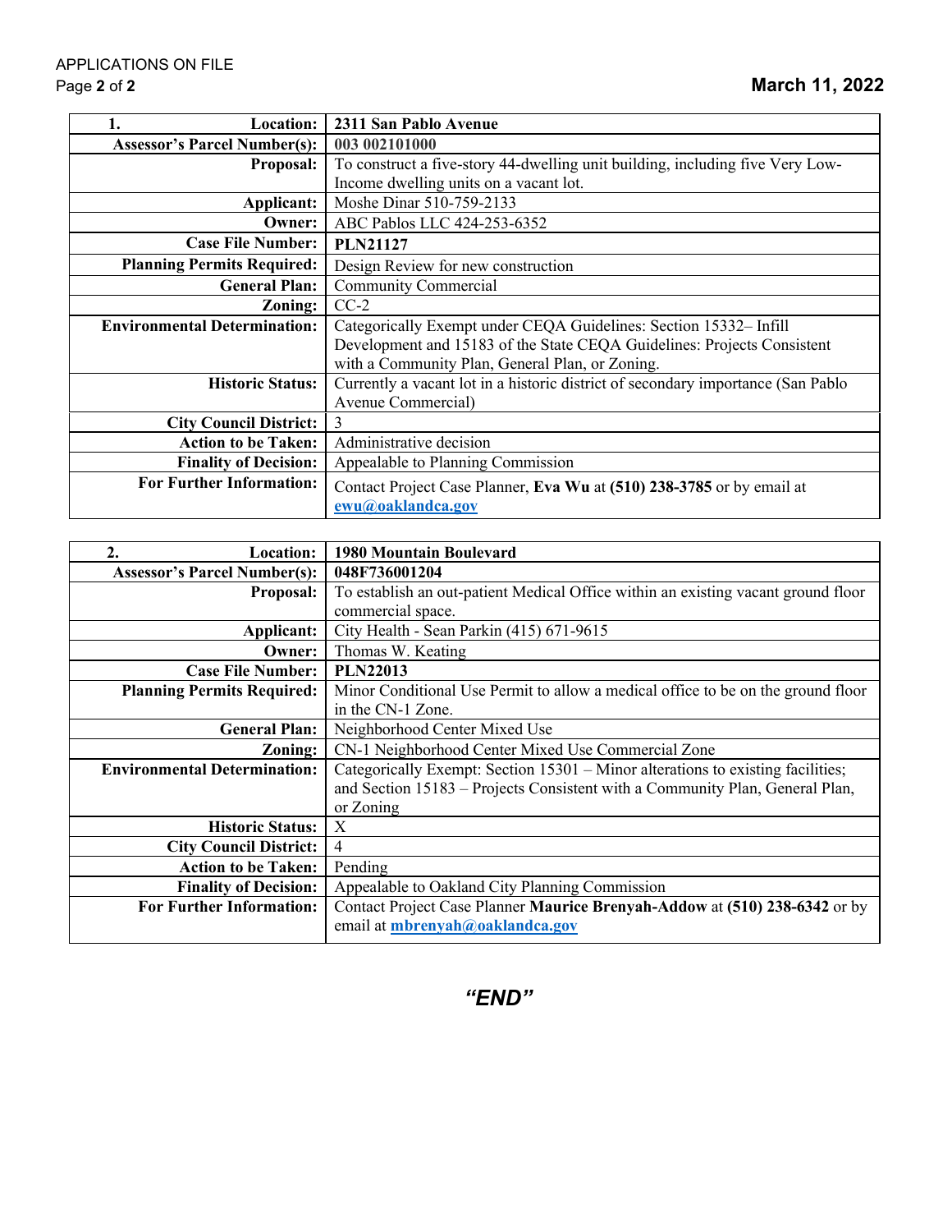| | |
|---|---|
| **1. Location:** | **2311 San Pablo Avenue** |
| **Assessor's Parcel Number(s):** | **003 002101000** |
| **Proposal:** | To construct a five-story 44-dwelling unit building, including five Very Low-Income dwelling units on a vacant lot. |
| **Applicant:** | Moshe Dinar 510-759-2133 |
| **Owner:** | ABC Pablos LLC 424-253-6352 |
| **Case File Number:** | **PLN21127** |
| **Planning Permits Required:** | Design Review for new construction |
| **General Plan:** | Community Commercial |
| **Zoning:** | CC-2 |
| **Environmental Determination:** | Categorically Exempt under CEQA Guidelines: Section 15332– Infill Development and 15183 of the State CEQA Guidelines: Projects Consistent with a Community Plan, General Plan, or Zoning. |
| **Historic Status:** | Currently a vacant lot in a historic district of secondary importance (San Pablo Avenue Commercial) |
| **City Council District:** | 3 |
| **Action to be Taken:** | Administrative decision |
| **Finality of Decision:** | Appealable to Planning Commission |
| **For Further Information:** | Contact Project Case Planner, **Eva Wu** at **(510) 238-3785** or by email at **ewu@oaklandca.gov** |

| | |
|---|---|
| **2. Location:** | **1980 Mountain Boulevard** |
| **Assessor's Parcel Number(s):** | **048F736001204** |
| **Proposal:** | To establish an out-patient Medical Office within an existing vacant ground floor commercial space. |
| **Applicant:** | City Health - Sean Parkin (415) 671-9615 |
| **Owner:** | Thomas W. Keating |
| **Case File Number:** | **PLN22013** |
| **Planning Permits Required:** | Minor Conditional Use Permit to allow a medical office to be on the ground floor in the CN-1 Zone. |
| **General Plan:** | Neighborhood Center Mixed Use |
| **Zoning:** | CN-1 Neighborhood Center Mixed Use Commercial Zone |
| **Environmental Determination:** | Categorically Exempt: Section 15301 – Minor alterations to existing facilities; and Section 15183 – Projects Consistent with a Community Plan, General Plan, or Zoning |
| **Historic Status:** | X |
| **City Council District:** | 4 |
| **Action to be Taken:** | Pending |
| **Finality of Decision:** | Appealable to Oakland City Planning Commission |
| **For Further Information:** | Contact Project Case Planner **Maurice Brenyah-Addow** at **(510) 238-6342** or by email at **mbrenyah@oaklandca.gov** |

***"END"***